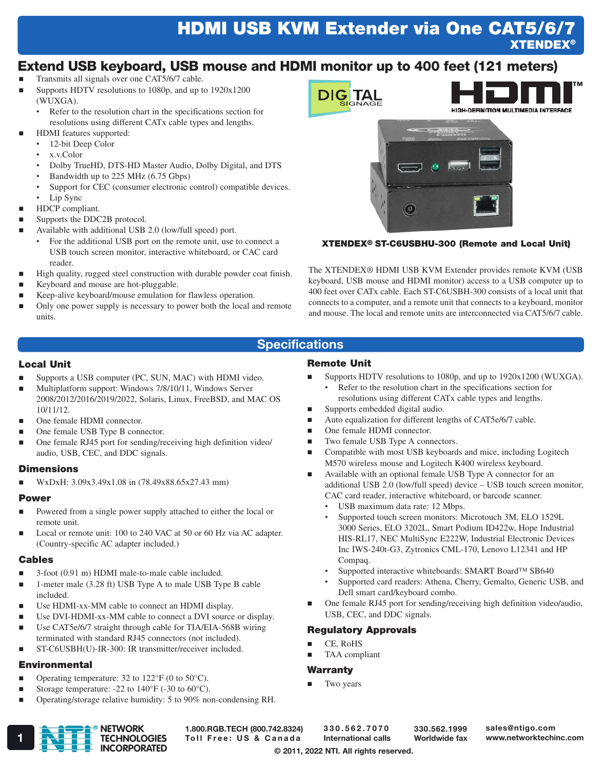# HDMI USB KVM Extender via One CAT5/6/7

**XTENDEX®**

## Extend USB keyboard, USB mouse and HDMI monitor up to 400 feet (121 meters)

- Transmits all signals over one CAT5/6/7 cable.
- Supports HDTV resolutions to 1080p, and up to 1920x1200 (WUXGA).
  - Refer to the resolution chart in the specifications section for resolutions using different CATx cable types and lengths.
- HDMI features supported:
  - 12-bit Deep Color
  - x.v.Color
  - Dolby TrueHD, DTS-HD Master Audio, Dolby Digital, and DTS
  - Bandwidth up to 225 MHz (6.75 Gbps)
  - Support for CEC (consumer electronic control) compatible devices.
  - Lip Sync
- HDCP compliant.
- Supports the DDC2B protocol.
- Available with additional USB 2.0 (low/full speed) port.
  - For the additional USB port on the remote unit, use to connect a USB touch screen monitor, interactive whiteboard, or CAC card reader.
- High quality, rugged steel construction with durable powder coat finish.
- Keyboard and mouse are hot-pluggable.
- Keep-alive keyboard/mouse emulation for flawless operation.
- Only one power supply is necessary to power both the local and remote units.

**XTENDEX® ST-C6USBHU-300 (Remote and Local Unit)**

The XTENDEX® HDMI USB KVM Extender provides remote KVM (USB keyboard, USB mouse and HDMI monitor) access to a USB computer up to 400 feet over CATx cable. Each ST-C6USBH-300 consists of a local unit that connects to a computer, and a remote unit that connects to a keyboard, monitor and mouse. The local and remote units are interconnected via CAT5/6/7 cable.

## Specifications

### Local Unit

- Supports a USB computer (PC, SUN, MAC) with HDMI video.
- Multiplatform support: Windows 7/8/10/11, Windows Server 2008/2012/2016/2019/2022, Solaris, Linux, FreeBSD, and MAC OS 10/11/12.
- One female HDMI connector.
- One female USB Type B connector.
- One female RJ45 port for sending/receiving high definition video/audio, USB, CEC, and DDC signals.

### Dimensions

- WxDxH: 3.09x3.49x1.08 in (78.49x88.65x27.43 mm)

### Power

- Powered from a single power supply attached to either the local or remote unit.
- Local or remote unit: 100 to 240 VAC at 50 or 60 Hz via AC adapter. (Country-specific AC adapter included.)

### Cables

- 3-foot (0.91 m) HDMI male-to-male cable included.
- 1-meter male (3.28 ft) USB Type A to male USB Type B cable included.
- Use HDMI-xx-MM cable to connect an HDMI display.
- Use DVI-HDMI-xx-MM cable to connect a DVI source or display.
- Use CAT5e/6/7 straight through cable for TIA/EIA-568B wiring terminated with standard RJ45 connectors (not included).
- ST-C6USBH(U)-IR-300: IR transmitter/receiver included.

### Environmental

- Operating temperature: 32 to 122°F (0 to 50°C).
- Storage temperature: -22 to 140°F (-30 to 60°C).
- Operating/storage relative humidity: 5 to 90% non-condensing RH.

### Remote Unit

- Supports HDTV resolutions to 1080p, and up to 1920x1200 (WUXGA).
  - Refer to the resolution chart in the specifications section for resolutions using different CATx cable types and lengths.
- Supports embedded digital audio.
- Auto equalization for different lengths of CAT5e/6/7 cable.
- One female HDMI connector.
- Two female USB Type A connectors.
- Compatible with most USB keyboards and mice, including Logitech M570 wireless mouse and Logitech K400 wireless keyboard.
- Available with an optional female USB Type A connector for an additional USB 2.0 (low/full speed) device – USB touch screen monitor, CAC card reader, interactive whiteboard, or barcode scanner.
  - USB maximum data rate: 12 Mbps.
  - Supported touch screen monitors: Microtouch 3M, ELO 1529L 3000 Series, ELO 3202L, Smart Podium ID422w, Hope Industrial HIS-RL17, NEC MultiSync E222W, Industrial Electronic Devices Inc IWS-240t-G3, Zytronics CML-170, Lenovo L12341 and HP Compaq.
  - Supported interactive whiteboards: SMART Board™ SB640
  - Supported card readers: Athena, Cherry, Gemalto, Generic USB, and Dell smart card/keyboard combo.
- One female RJ45 port for sending/receiving high definition video/audio, USB, CEC, and DDC signals.

### Regulatory Approvals

- CE, RoHS
- TAA compliant

### Warranty

- Two years

NETWORK TECHNOLOGIES INCORPORATED | 1.800.RGB.TECH (800.742.8324) Toll Free: US & Canada | 330.562.7070 International calls | 330.562.1999 Worldwide fax | sales@ntigo.com www.networktechinc.com

© 2011, 2022 NTI. All rights reserved.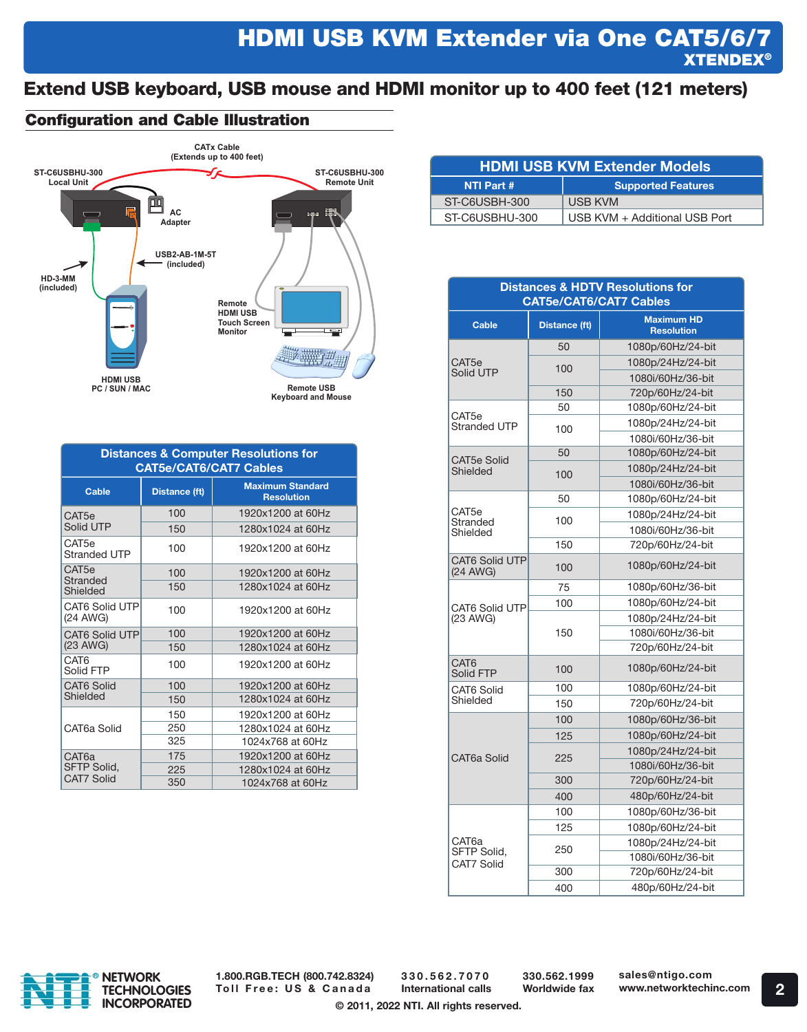# HDMI USB KVM Extender via One CAT5/6/7

**XTENDEX®**

## Extend USB keyboard, USB mouse and HDMI monitor up to 400 feet (121 meters)

### Configuration and Cable Illustration

CATx Cable
(Extends up to 400 feet)

ST-C6USBHU-300
Local Unit

ST-C6USBHU-300
Remote Unit

AC
Adapter

USB2-AB-1M-5T
(included)

HD-3-MM
(included)

Remote
HDMI USB
Touch Screen
Monitor

HDMI USB
PC / SUN / MAC

Remote USB
Keyboard and Mouse

**HDMI USB KVM Extender Models**

| NTI Part # | Supported Features |
|---|---|
| ST-C6USBH-300 | USB KVM |
| ST-C6USBHU-300 | USB KVM + Additional USB Port |

**Distances & Computer Resolutions for CAT5e/CAT6/CAT7 Cables**

| Cable | Distance (ft) | Maximum Standard Resolution |
|---|---|---|
| CAT5e Solid UTP | 100 | 1920x1200 at 60Hz |
| | 150 | 1280x1024 at 60Hz |
| CAT5e Stranded UTP | 100 | 1920x1200 at 60Hz |
| CAT5e Stranded Shielded | 100 | 1920x1200 at 60Hz |
| | 150 | 1280x1024 at 60Hz |
| CAT6 Solid UTP (24 AWG) | 100 | 1920x1200 at 60Hz |
| CAT6 Solid UTP (23 AWG) | 100 | 1920x1200 at 60Hz |
| | 150 | 1280x1024 at 60Hz |
| CAT6 Solid FTP | 100 | 1920x1200 at 60Hz |
| CAT6 Solid Shielded | 100 | 1920x1200 at 60Hz |
| | 150 | 1280x1024 at 60Hz |
| CAT6a Solid | 150 | 1920x1200 at 60Hz |
| | 250 | 1280x1024 at 60Hz |
| | 325 | 1024x768 at 60Hz |
| CAT6a SFTP Solid, CAT7 Solid | 175 | 1920x1200 at 60Hz |
| | 225 | 1280x1024 at 60Hz |
| | 350 | 1024x768 at 60Hz |

**Distances & HDTV Resolutions for CAT5e/CAT6/CAT7 Cables**

| Cable | Distance (ft) | Maximum HD Resolution |
|---|---|---|
| CAT5e Solid UTP | 50 | 1080p/60Hz/24-bit |
| | 100 | 1080p/24Hz/24-bit |
| | | 1080i/60Hz/36-bit |
| | 150 | 720p/60Hz/24-bit |
| CAT5e Stranded UTP | 50 | 1080p/60Hz/24-bit |
| | 100 | 1080p/24Hz/24-bit |
| | | 1080i/60Hz/36-bit |
| CAT5e Solid Shielded | 50 | 1080p/60Hz/24-bit |
| | 100 | 1080p/24Hz/24-bit |
| | | 1080i/60Hz/36-bit |
| CAT5e Stranded Shielded | 50 | 1080p/60Hz/24-bit |
| | 100 | 1080p/24Hz/24-bit |
| | | 1080i/60Hz/36-bit |
| | 150 | 720p/60Hz/24-bit |
| CAT6 Solid UTP (24 AWG) | 100 | 1080p/60Hz/24-bit |
| CAT6 Solid UTP (23 AWG) | 75 | 1080p/60Hz/36-bit |
| | 100 | 1080p/60Hz/24-bit |
| | 150 | 1080p/24Hz/24-bit |
| | | 1080i/60Hz/36-bit |
| | | 720p/60Hz/24-bit |
| CAT6 Solid FTP | 100 | 1080p/60Hz/24-bit |
| CAT6 Solid Shielded | 100 | 1080p/60Hz/24-bit |
| | 150 | 720p/60Hz/24-bit |
| CAT6a Solid | 100 | 1080p/60Hz/36-bit |
| | 125 | 1080p/60Hz/24-bit |
| | 225 | 1080p/24Hz/24-bit |
| | | 1080i/60Hz/36-bit |
| | 300 | 720p/60Hz/24-bit |
| | 400 | 480p/60Hz/24-bit |
| CAT6a SFTP Solid, CAT7 Solid | 100 | 1080p/60Hz/36-bit |
| | 125 | 1080p/60Hz/24-bit |
| | 250 | 1080p/24Hz/24-bit |
| | | 1080i/60Hz/36-bit |
| | 300 | 720p/60Hz/24-bit |
| | 400 | 480p/60Hz/24-bit |

NETWORK TECHNOLOGIES INCORPORATED

1.800.RGB.TECH (800.742.8324) Toll Free: US & Canada | 330.562.7070 International calls | 330.562.1999 Worldwide fax | sales@ntigo.com www.networktechinc.com

© 2011, 2022 NTI. All rights reserved.